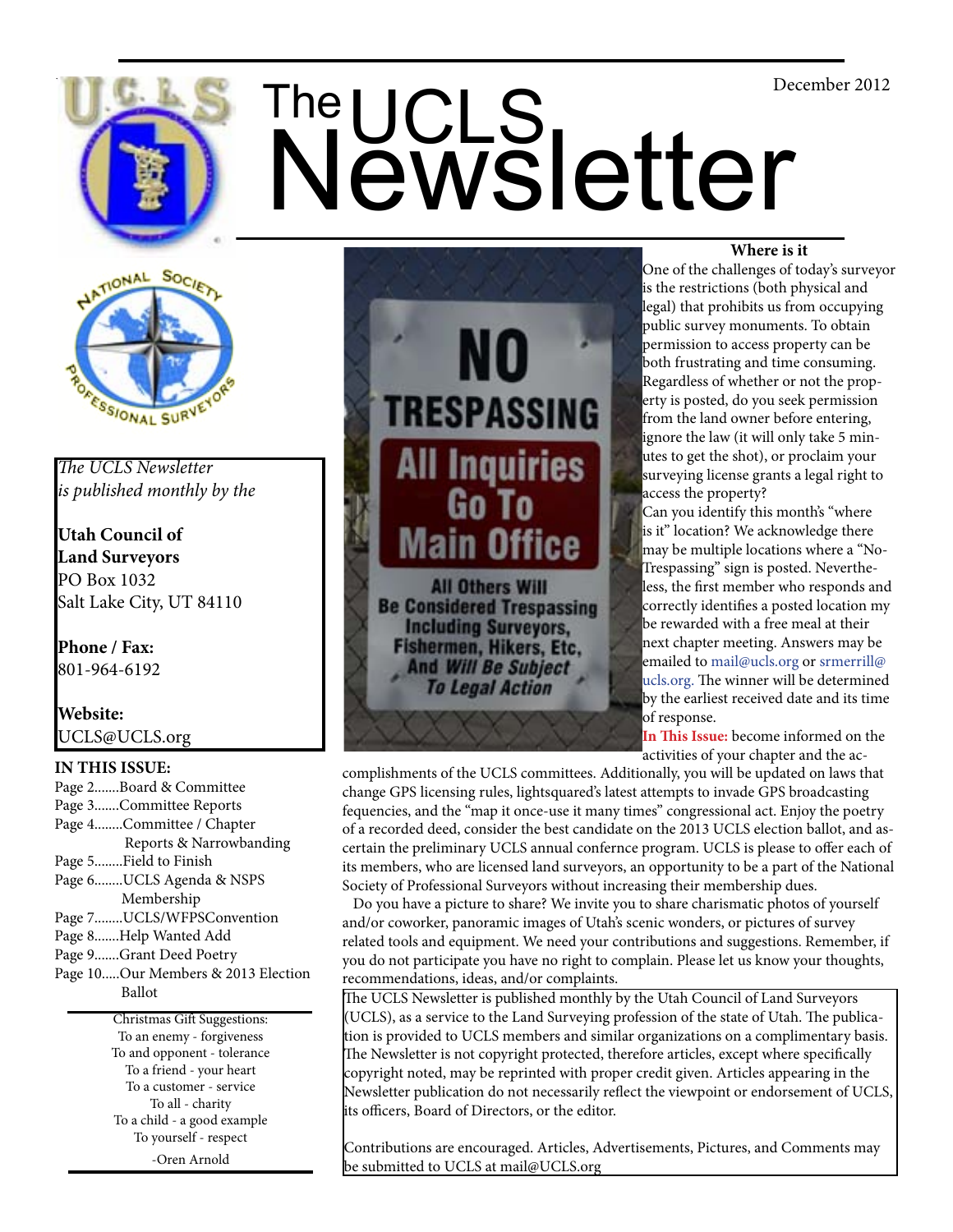# The UCLS Newsletter

December 2012

*The UCLS Newsletter is published monthly by the*

**Utah Council of Land Surveyors**
PO Box 1032
Salt Lake City, UT 84110

**Phone / Fax:**
801-964-6192

**Website:**
UCLS@UCLS.org

**IN THIS ISSUE:**

- Page 2.......Board & Committee
- Page 3.......Committee Reports
- Page 4........Committee / Chapter Reports & Narrowbanding
- Page 5........Field to Finish
- Page 6........UCLS Agenda & NSPS Membership
- Page 7........UCLS/WFPSConvention
- Page 8.......Help Wanted Add
- Page 9.......Grant Deed Poetry
- Page 10.....Our Members & 2013 Election Ballot

Christmas Gift Suggestions:
To an enemy - forgiveness
To and opponent - tolerance
To a friend - your heart
To a customer - service
To all - charity
To a child - a good example
To yourself - respect
-Oren Arnold

NO TRESPASSING
All Inquiries Go To Main Office
All Others Will Be Considered Trespassing Including Surveyors, Fishermen, Hikers, Etc, And Will Be Subject To Legal Action

### Where is it

One of the challenges of today's surveyor is the restrictions (both physical and legal) that prohibits us from occupying public survey monuments. To obtain permission to access property can be both frustrating and time consuming. Regardless of whether or not the property is posted, do you seek permission from the land owner before entering, ignore the law (it will only take 5 minutes to get the shot), or proclaim your surveying license grants a legal right to access the property?

Can you identify this month's "where is it" location? We acknowledge there may be multiple locations where a "No-Trespassing" sign is posted. Nevertheless, the first member who responds and correctly identifies a posted location my be rewarded with a free meal at their next chapter meeting. Answers may be emailed to mail@ucls.org or srmerrill@ucls.org. The winner will be determined by the earliest received date and its time of response.

**In This Issue:** become informed on the activities of your chapter and the accomplishments of the UCLS committees. Additionally, you will be updated on laws that change GPS licensing rules, lightsquared's latest attempts to invade GPS broadcasting fequencies, and the "map it once-use it many times" congressional act. Enjoy the poetry of a recorded deed, consider the best candidate on the 2013 UCLS election ballot, and ascertain the preliminary UCLS annual confernce program. UCLS is please to offer each of its members, who are licensed land surveyors, an opportunity to be a part of the National Society of Professional Surveyors without increasing their membership dues.

Do you have a picture to share? We invite you to share charismatic photos of yourself and/or coworker, panoramic images of Utah's scenic wonders, or pictures of survey related tools and equipment. We need your contributions and suggestions. Remember, if you do not participate you have no right to complain. Please let us know your thoughts, recommendations, ideas, and/or complaints.

The UCLS Newsletter is published monthly by the Utah Council of Land Surveyors (UCLS), as a service to the Land Surveying profession of the state of Utah. The publication is provided to UCLS members and similar organizations on a complimentary basis. The Newsletter is not copyright protected, therefore articles, except where specifically copyright noted, may be reprinted with proper credit given. Articles appearing in the Newsletter publication do not necessarily reflect the viewpoint or endorsement of UCLS, its officers, Board of Directors, or the editor.

Contributions are encouraged. Articles, Advertisements, Pictures, and Comments may be submitted to UCLS at mail@UCLS.org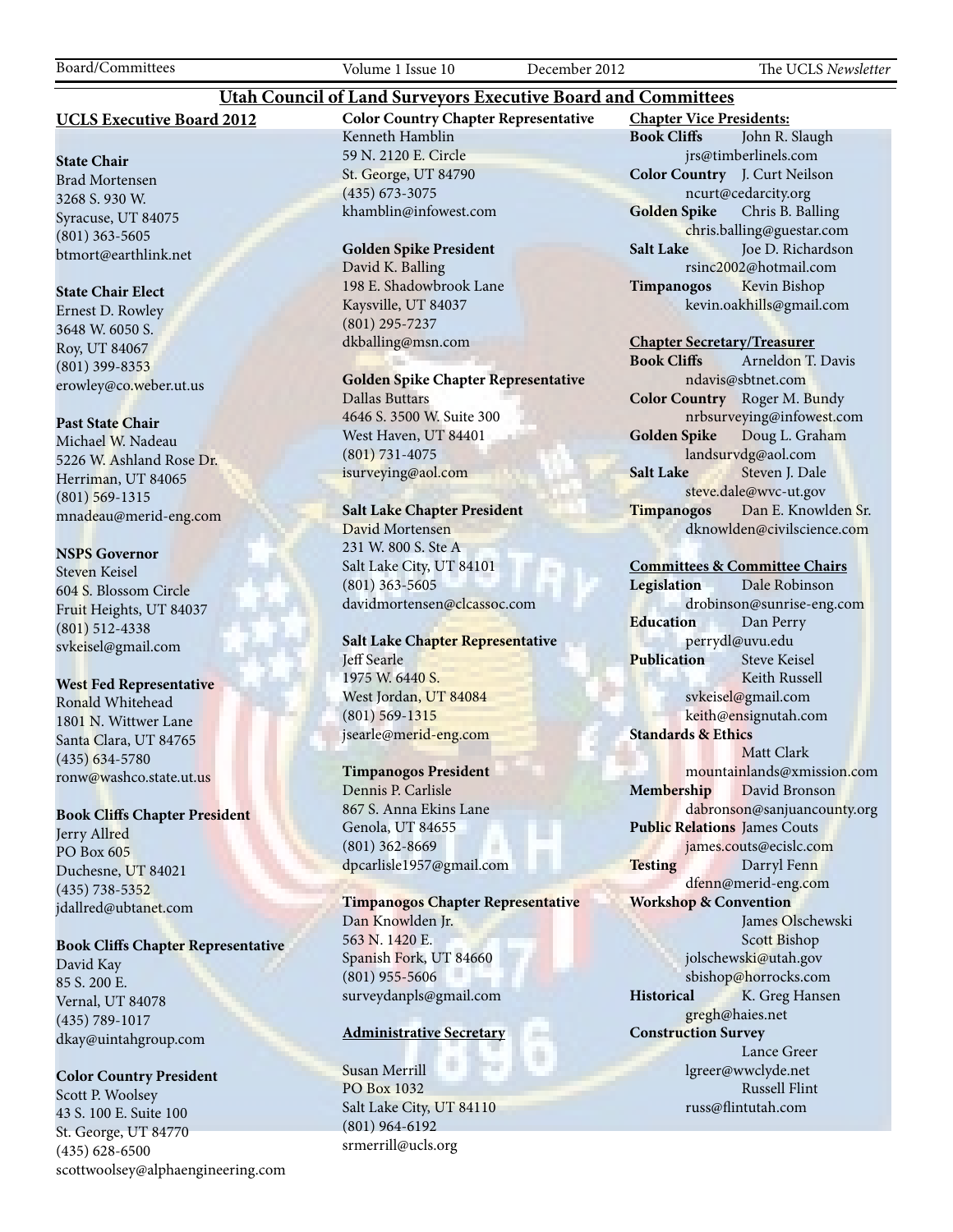# Utah Council of Land Surveyors Executive Board and Committees

## UCLS Executive Board 2012

**State Chair**
Brad Mortensen
3268 S. 930 W.
Syracuse, UT 84075
(801) 363-5605
btmort@earthlink.net

**State Chair Elect**
Ernest D. Rowley
3648 W. 6050 S.
Roy, UT 84067
(801) 399-8353
erowley@co.weber.ut.us

**Past State Chair**
Michael W. Nadeau
5226 W. Ashland Rose Dr.
Herriman, UT 84065
(801) 569-1315
mnadeau@merid-eng.com

**NSPS Governor**
Steven Keisel
604 S. Blossom Circle
Fruit Heights, UT 84037
(801) 512-4338
svkeisel@gmail.com

**West Fed Representative**
Ronald Whitehead
1801 N. Wittwer Lane
Santa Clara, UT 84765
(435) 634-5780
ronw@washco.state.ut.us

**Book Cliffs Chapter President**
Jerry Allred
PO Box 605
Duchesne, UT 84021
(435) 738-5352
jdallred@ubtanet.com

**Book Cliffs Chapter Representative**
David Kay
85 S. 200 E.
Vernal, UT 84078
(435) 789-1017
dkay@uintahgroup.com

**Color Country President**
Scott P. Woolsey
43 S. 100 E. Suite 100
St. George, UT 84770
(435) 628-6500
scottwoolsey@alphaengineering.com

**Color Country Chapter Representative**
Kenneth Hamblin
59 N. 2120 E. Circle
St. George, UT 84790
(435) 673-3075
khamblin@infowest.com

**Golden Spike President**
David K. Balling
198 E. Shadowbrook Lane
Kaysville, UT 84037
(801) 295-7237
dkballing@msn.com

**Golden Spike Chapter Representative**
Dallas Buttars
4646 S. 3500 W. Suite 300
West Haven, UT 84401
(801) 731-4075
isurveying@aol.com

**Salt Lake Chapter President**
David Mortensen
231 W. 800 S. Ste A
Salt Lake City, UT 84101
(801) 363-5605
davidmortensen@clcassoc.com

**Salt Lake Chapter Representative**
Jeff Searle
1975 W. 6440 S.
West Jordan, UT 84084
(801) 569-1315
jsearle@merid-eng.com

**Timpanogos President**
Dennis P. Carlisle
867 S. Anna Ekins Lane
Genola, UT 84655
(801) 362-8669
dpcarlisle1957@gmail.com

**Timpanogos Chapter Representative**
Dan Knowlden Jr.
563 N. 1420 E.
Spanish Fork, UT 84660
(801) 955-5606
surveydanpls@gmail.com

**Administrative Secretary**

Susan Merrill
PO Box 1032
Salt Lake City, UT 84110
(801) 964-6192
srmerrill@ucls.org

**Chapter Vice Presidents:**

**Book Cliffs** John R. Slaugh
jrs@timberlinels.com
**Color Country** J. Curt Neilson
ncurt@cedarcity.org
**Golden Spike** Chris B. Balling
chris.balling@guestar.com
**Salt Lake** Joe D. Richardson
rsinc2002@hotmail.com
**Timpanogos** Kevin Bishop
kevin.oakhills@gmail.com

**Chapter Secretary/Treasurer**

**Book Cliffs** Arneldon T. Davis
ndavis@sbtnet.com
**Color Country** Roger M. Bundy
nrbsurveying@infowest.com
**Golden Spike** Doug L. Graham
landsurvdg@aol.com
**Salt Lake** Steven J. Dale
steve.dale@wvc-ut.gov
**Timpanogos** Dan E. Knowlden Sr.
dknowlden@civilscience.com

**Committees & Committee Chairs**

**Legislation** Dale Robinson
drobinson@sunrise-eng.com
**Education** Dan Perry
perrydl@uvu.edu
**Publication** Steve Keisel
Keith Russell
svkeisel@gmail.com
keith@ensignutah.com
**Standards & Ethics**
Matt Clark
mountainlands@xmission.com
**Membership** David Bronson
dabronson@sanjuancounty.org
**Public Relations** James Couts
james.couts@ecislc.com
**Testing** Darryl Fenn
dfenn@merid-eng.com
**Workshop & Convention**
James Olschewski
Scott Bishop
jolschewski@utah.gov
sbishop@horrocks.com
**Historical** K. Greg Hansen
gregh@haies.net
**Construction Survey**
Lance Greer
lgreer@wwclyde.net
Russell Flint
russ@flintutah.com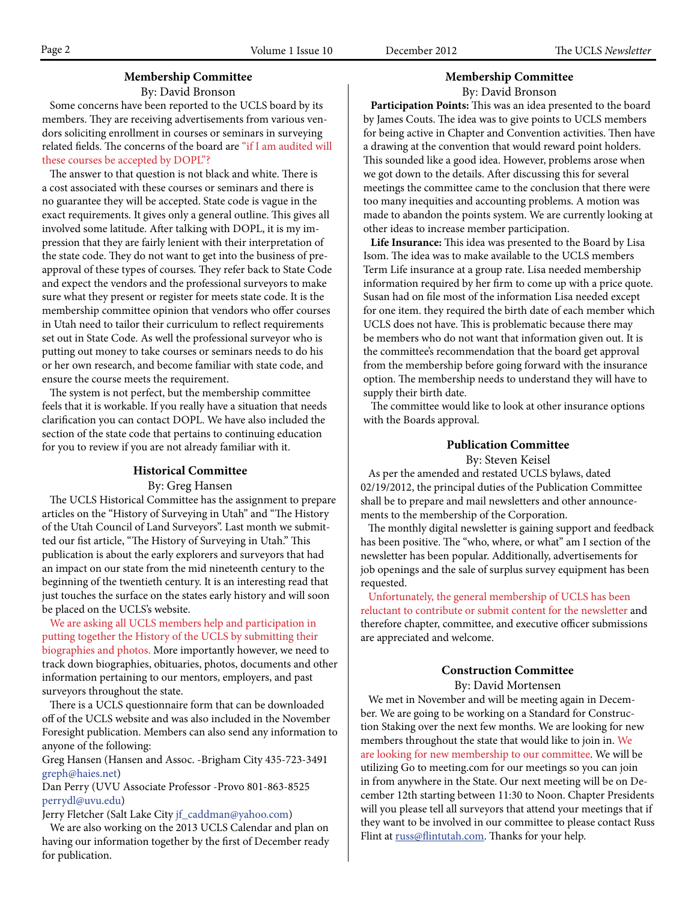### Membership Committee

By: David Bronson

Some concerns have been reported to the UCLS board by its members. They are receiving advertisements from various vendors soliciting enrollment in courses or seminars in surveying related fields. The concerns of the board are "if I am audited will these courses be accepted by DOPL"?

The answer to that question is not black and white. There is a cost associated with these courses or seminars and there is no guarantee they will be accepted. State code is vague in the exact requirements. It gives only a general outline. This gives all involved some latitude. After talking with DOPL, it is my impression that they are fairly lenient with their interpretation of the state code. They do not want to get into the business of pre-approval of these types of courses. They refer back to State Code and expect the vendors and the professional surveyors to make sure what they present or register for meets state code. It is the membership committee opinion that vendors who offer courses in Utah need to tailor their curriculum to reflect requirements set out in State Code. As well the professional surveyor who is putting out money to take courses or seminars needs to do his or her own research, and become familiar with state code, and ensure the course meets the requirement.

The system is not perfect, but the membership committee feels that it is workable. If you really have a situation that needs clarification you can contact DOPL. We have also included the section of the state code that pertains to continuing education for you to review if you are not already familiar with it.

### Historical Committee

By: Greg Hansen

The UCLS Historical Committee has the assignment to prepare articles on the "History of Surveying in Utah" and "The History of the Utah Council of Land Surveyors". Last month we submitted our fist article, "The History of Surveying in Utah." This publication is about the early explorers and surveyors that had an impact on our state from the mid nineteenth century to the beginning of the twentieth century. It is an interesting read that just touches the surface on the states early history and will soon be placed on the UCLS's website.

We are asking all UCLS members help and participation in putting together the History of the UCLS by submitting their biographies and photos. More importantly however, we need to track down biographies, obituaries, photos, documents and other information pertaining to our mentors, employers, and past surveyors throughout the state.

There is a UCLS questionnaire form that can be downloaded off of the UCLS website and was also included in the November Foresight publication. Members can also send any information to anyone of the following:

Greg Hansen (Hansen and Assoc. -Brigham City 435-723-3491 greph@haies.net)

Dan Perry (UVU Associate Professor -Provo 801-863-8525 perrydl@uvu.edu)

Jerry Fletcher (Salt Lake City jf_caddman@yahoo.com)

We are also working on the 2013 UCLS Calendar and plan on having our information together by the first of December ready for publication.

### Membership Committee

By: David Bronson

**Participation Points:** This was an idea presented to the board by James Couts. The idea was to give points to UCLS members for being active in Chapter and Convention activities. Then have a drawing at the convention that would reward point holders. This sounded like a good idea. However, problems arose when we got down to the details. After discussing this for several meetings the committee came to the conclusion that there were too many inequities and accounting problems. A motion was made to abandon the points system. We are currently looking at other ideas to increase member participation.

**Life Insurance:** This idea was presented to the Board by Lisa Isom. The idea was to make available to the UCLS members Term Life insurance at a group rate. Lisa needed membership information required by her firm to come up with a price quote. Susan had on file most of the information Lisa needed except for one item. they required the birth date of each member which UCLS does not have. This is problematic because there may be members who do not want that information given out. It is the committee's recommendation that the board get approval from the membership before going forward with the insurance option. The membership needs to understand they will have to supply their birth date.

The committee would like to look at other insurance options with the Boards approval.

### Publication Committee

By: Steven Keisel

As per the amended and restated UCLS bylaws, dated 02/19/2012, the principal duties of the Publication Committee shall be to prepare and mail newsletters and other announcements to the membership of the Corporation.

The monthly digital newsletter is gaining support and feedback has been positive. The "who, where, or what" am I section of the newsletter has been popular. Additionally, advertisements for job openings and the sale of surplus survey equipment has been requested.

Unfortunately, the general membership of UCLS has been reluctant to contribute or submit content for the newsletter and therefore chapter, committee, and executive officer submissions are appreciated and welcome.

### Construction Committee

By: David Mortensen

We met in November and will be meeting again in December. We are going to be working on a Standard for Construction Staking over the next few months. We are looking for new members throughout the state that would like to join in. We are looking for new membership to our committee. We will be utilizing Go to meeting.com for our meetings so you can join in from anywhere in the State. Our next meeting will be on December 12th starting between 11:30 to Noon. Chapter Presidents will you please tell all surveyors that attend your meetings that if they want to be involved in our committee to please contact Russ Flint at russ@flintutah.com. Thanks for your help.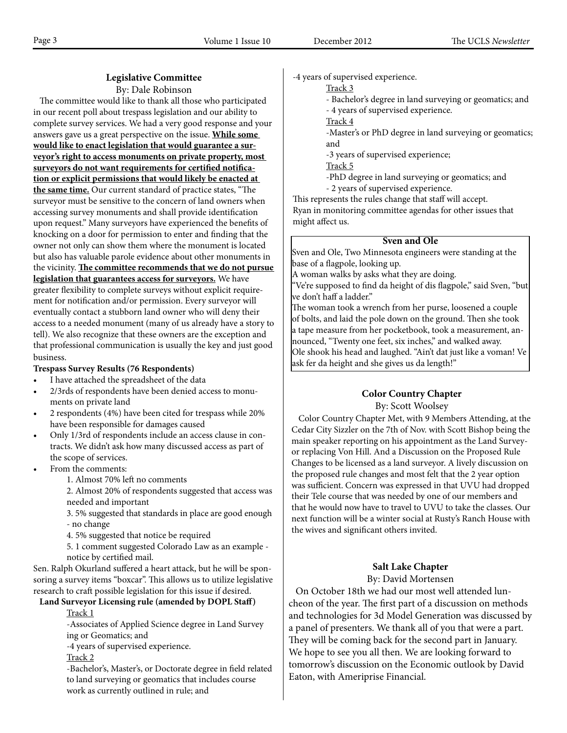### Legislative Committee

By: Dale Robinson

The committee would like to thank all those who participated in our recent poll about trespass legislation and our ability to complete survey services. We had a very good response and your answers gave us a great perspective on the issue. **While some would like to enact legislation that would guarantee a surveyor's right to access monuments on private property, most surveyors do not want requirements for certified notification or explicit permissions that would likely be enacted at the same time.** Our current standard of practice states, "The surveyor must be sensitive to the concern of land owners when accessing survey monuments and shall provide identification upon request." Many surveyors have experienced the benefits of knocking on a door for permission to enter and finding that the owner not only can show them where the monument is located but also has valuable parole evidence about other monuments in the vicinity. **The committee recommends that we do not pursue legislation that guarantees access for surveyors.** We have greater flexibility to complete surveys without explicit requirement for notification and/or permission. Every surveyor will eventually contact a stubborn land owner who will deny their access to a needed monument (many of us already have a story to tell). We also recognize that these owners are the exception and that professional communication is usually the key and just good business.

**Trespass Survey Results (76 Respondents)**

- I have attached the spreadsheet of the data
- 2/3rds of respondents have been denied access to monuments on private land
- 2 respondents (4%) have been cited for trespass while 20% have been responsible for damages caused
- Only 1/3rd of respondents include an access clause in contracts. We didn't ask how many discussed access as part of the scope of services.
- From the comments:
  1. Almost 70% left no comments
  2. Almost 20% of respondents suggested that access was needed and important
  3. 5% suggested that standards in place are good enough - no change
  4. 5% suggested that notice be required
  5. 1 comment suggested Colorado Law as an example - notice by certified mail.

Sen. Ralph Okurland suffered a heart attack, but he will be sponsoring a survey items "boxcar". This allows us to utilize legislative research to craft possible legislation for this issue if desired.

**Land Surveyor Licensing rule (amended by DOPL Staff)**

Track 1

-Associates of Applied Science degree in Land Surveying or Geomatics; and

-4 years of supervised experience.

Track 2

-Bachelor's, Master's, or Doctorate degree in field related to land surveying or geomatics that includes course work as currently outlined in rule; and

-4 years of supervised experience.

Track 3

- Bachelor's degree in land surveying or geomatics; and
- 4 years of supervised experience.

Track 4

-Master's or PhD degree in land surveying or geomatics; and

-3 years of supervised experience;

Track 5

-PhD degree in land surveying or geomatics; and

- 2 years of supervised experience.

This represents the rules change that staff will accept.

Ryan in monitoring committee agendas for other issues that might affect us.

### Sven and Ole

Sven and Ole, Two Minnesota engineers were standing at the base of a flagpole, looking up.

A woman walks by asks what they are doing.

"Ve're supposed to find da height of dis flagpole," said Sven, "but ve don't haff a ladder."

The woman took a wrench from her purse, loosened a couple of bolts, and laid the pole down on the ground. Then she took a tape measure from her pocketbook, took a measurement, announced, "Twenty one feet, six inches," and walked away.

Ole shook his head and laughed. "Ain't dat just like a voman! Ve ask fer da height and she gives us da length!"

### Color Country Chapter

By: Scott Woolsey

Color Country Chapter Met, with 9 Members Attending, at the Cedar City Sizzler on the 7th of Nov. with Scott Bishop being the main speaker reporting on his appointment as the Land Surveyor replacing Von Hill. And a Discussion on the Proposed Rule Changes to be licensed as a land surveyor. A lively discussion on the proposed rule changes and most felt that the 2 year option was sufficient. Concern was expressed in that UVU had dropped their Tele course that was needed by one of our members and that he would now have to travel to UVU to take the classes. Our next function will be a winter social at Rusty's Ranch House with the wives and significant others invited.

### Salt Lake Chapter

By: David Mortensen

On October 18th we had our most well attended luncheon of the year. The first part of a discussion on methods and technologies for 3d Model Generation was discussed by a panel of presenters. We thank all of you that were a part. They will be coming back for the second part in January. We hope to see you all then. We are looking forward to tomorrow's discussion on the Economic outlook by David Eaton, with Ameriprise Financial.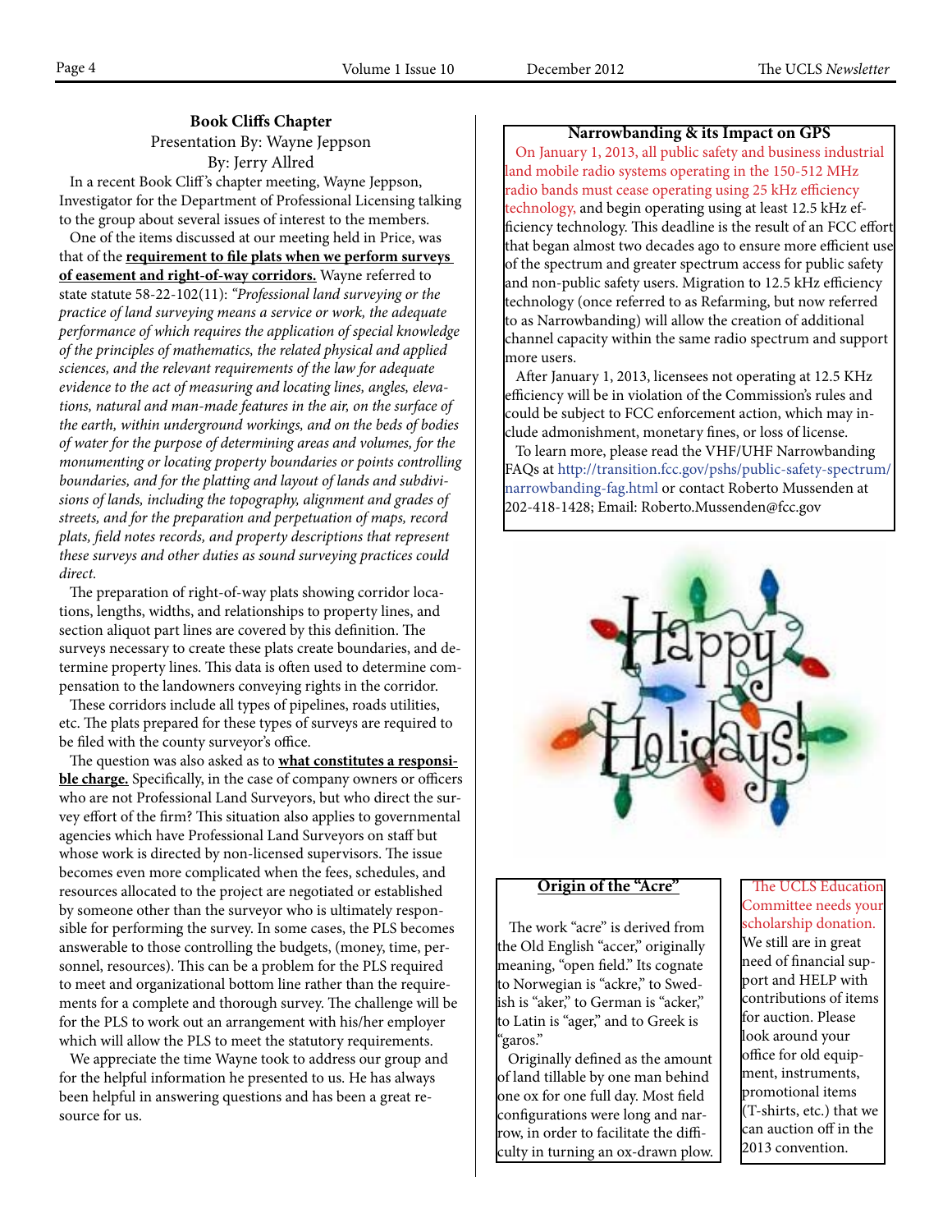## Book Cliffs Chapter

Presentation By: Wayne Jeppson

By: Jerry Allred

In a recent Book Cliff's chapter meeting, Wayne Jeppson, Investigator for the Department of Professional Licensing talking to the group about several issues of interest to the members.

One of the items discussed at our meeting held in Price, was that of the **requirement to file plats when we perform surveys of easement and right-of-way corridors.** Wayne referred to state statute 58-22-102(11): *"Professional land surveying or the practice of land surveying means a service or work, the adequate performance of which requires the application of special knowledge of the principles of mathematics, the related physical and applied sciences, and the relevant requirements of the law for adequate evidence to the act of measuring and locating lines, angles, elevations, natural and man-made features in the air, on the surface of the earth, within underground workings, and on the beds of bodies of water for the purpose of determining areas and volumes, for the monumenting or locating property boundaries or points controlling boundaries, and for the platting and layout of lands and subdivisions of lands, including the topography, alignment and grades of streets, and for the preparation and perpetuation of maps, record plats, field notes records, and property descriptions that represent these surveys and other duties as sound surveying practices could direct.*

The preparation of right-of-way plats showing corridor locations, lengths, widths, and relationships to property lines, and section aliquot part lines are covered by this definition. The surveys necessary to create these plats create boundaries, and determine property lines. This data is often used to determine compensation to the landowners conveying rights in the corridor.

These corridors include all types of pipelines, roads utilities, etc. The plats prepared for these types of surveys are required to be filed with the county surveyor's office.

The question was also asked as to **what constitutes a responsible charge.** Specifically, in the case of company owners or officers who are not Professional Land Surveyors, but who direct the survey effort of the firm? This situation also applies to governmental agencies which have Professional Land Surveyors on staff but whose work is directed by non-licensed supervisors. The issue becomes even more complicated when the fees, schedules, and resources allocated to the project are negotiated or established by someone other than the surveyor who is ultimately responsible for performing the survey. In some cases, the PLS becomes answerable to those controlling the budgets, (money, time, personnel, resources). This can be a problem for the PLS required to meet and organizational bottom line rather than the requirements for a complete and thorough survey. The challenge will be for the PLS to work out an arrangement with his/her employer which will allow the PLS to meet the statutory requirements.

We appreciate the time Wayne took to address our group and for the helpful information he presented to us. He has always been helpful in answering questions and has been a great resource for us.

## Narrowbanding & its Impact on GPS

On January 1, 2013, all public safety and business industrial land mobile radio systems operating in the 150-512 MHz radio bands must cease operating using 25 kHz efficiency technology, and begin operating using at least 12.5 kHz efficiency technology. This deadline is the result of an FCC effort that began almost two decades ago to ensure more efficient use of the spectrum and greater spectrum access for public safety and non-public safety users. Migration to 12.5 kHz efficiency technology (once referred to as Refarming, but now referred to as Narrowbanding) will allow the creation of additional channel capacity within the same radio spectrum and support more users.

After January 1, 2013, licensees not operating at 12.5 KHz efficiency will be in violation of the Commission's rules and could be subject to FCC enforcement action, which may include admonishment, monetary fines, or loss of license.

To learn more, please read the VHF/UHF Narrowbanding FAQs at http://transition.fcc.gov/pshs/public-safety-spectrum/narrowbanding-faq.html or contact Roberto Mussenden at 202-418-1428; Email: Roberto.Mussenden@fcc.gov

Happy Holidays!

## Origin of the "Acre"

The work "acre" is derived from the Old English "accer," originally meaning, "open field." Its cognate to Norwegian is "ackre," to Swedish is "aker," to German is "acker," to Latin is "ager," and to Greek is "garos."

Originally defined as the amount of land tillable by one man behind one ox for one full day. Most field configurations were long and narrow, in order to facilitate the difficulty in turning an ox-drawn plow.

The UCLS Education Committee needs your scholarship donation. We still are in great need of financial support and HELP with contributions of items for auction. Please look around your office for old equipment, instruments, promotional items (T-shirts, etc.) that we can auction off in the 2013 convention.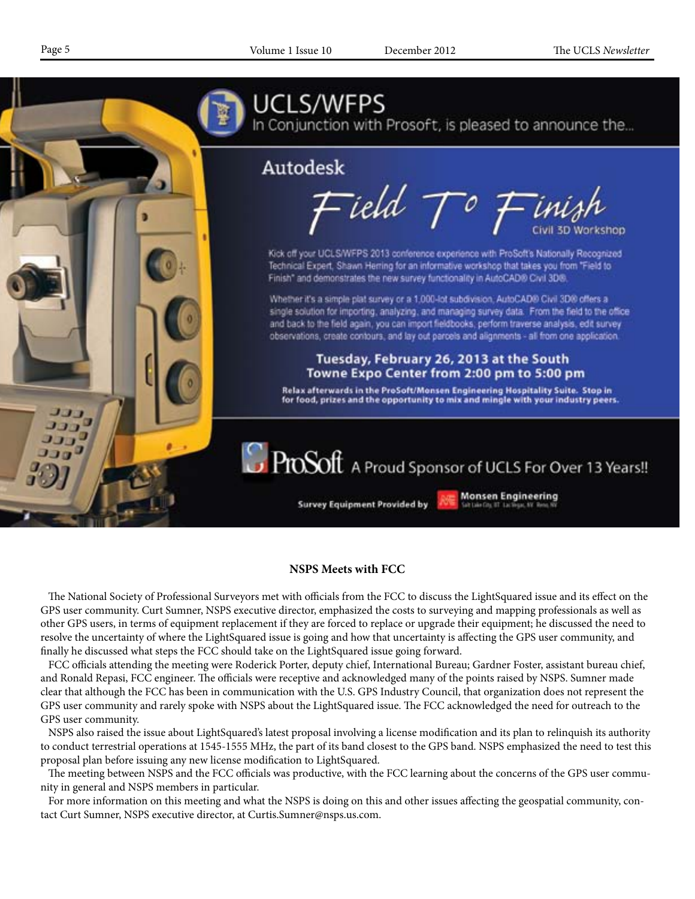# UCLS/WFPS

In Conjunction with Prosoft, is pleased to announce the...

## Autodesk

## Field To Finish

Civil 3D Workshop

Kick off your UCLS/WFPS 2013 conference experience with ProSoft's Nationally Recognized Technical Expert, Shawn Herring for an informative workshop that takes you from "Field to Finish" and demonstrates the new survey functionality in AutoCAD® Civil 3D®.

Whether it's a simple plat survey or a 1,000-lot subdivision, AutoCAD® Civil 3D® offers a single solution for importing, analyzing, and managing survey data. From the field to the office and back to the field again, you can import fieldbooks, perform traverse analysis, edit survey observations, create contours, and lay out parcels and alignments - all from one application.

**Tuesday, February 26, 2013 at the South Towne Expo Center from 2:00 pm to 5:00 pm**

**Relax afterwards in the ProSoft/Monsen Engineering Hospitality Suite. Stop in for food, prizes and the opportunity to mix and mingle with your industry peers.**

ProSoft A Proud Sponsor of UCLS For Over 13 Years!!

**Survey Equipment Provided by** Monsen Engineering

### NSPS Meets with FCC

The National Society of Professional Surveyors met with officials from the FCC to discuss the LightSquared issue and its effect on the GPS user community. Curt Sumner, NSPS executive director, emphasized the costs to surveying and mapping professionals as well as other GPS users, in terms of equipment replacement if they are forced to replace or upgrade their equipment; he discussed the need to resolve the uncertainty of where the LightSquared issue is going and how that uncertainty is affecting the GPS user community, and finally he discussed what steps the FCC should take on the LightSquared issue going forward.

FCC officials attending the meeting were Roderick Porter, deputy chief, International Bureau; Gardner Foster, assistant bureau chief, and Ronald Repasi, FCC engineer. The officials were receptive and acknowledged many of the points raised by NSPS. Sumner made clear that although the FCC has been in communication with the U.S. GPS Industry Council, that organization does not represent the GPS user community and rarely spoke with NSPS about the LightSquared issue. The FCC acknowledged the need for outreach to the GPS user community.

NSPS also raised the issue about LightSquared's latest proposal involving a license modification and its plan to relinquish its authority to conduct terrestrial operations at 1545-1555 MHz, the part of its band closest to the GPS band. NSPS emphasized the need to test this proposal plan before issuing any new license modification to LightSquared.

The meeting between NSPS and the FCC officials was productive, with the FCC learning about the concerns of the GPS user community in general and NSPS members in particular.

For more information on this meeting and what the NSPS is doing on this and other issues affecting the geospatial community, contact Curt Sumner, NSPS executive director, at Curtis.Sumner@nsps.us.com.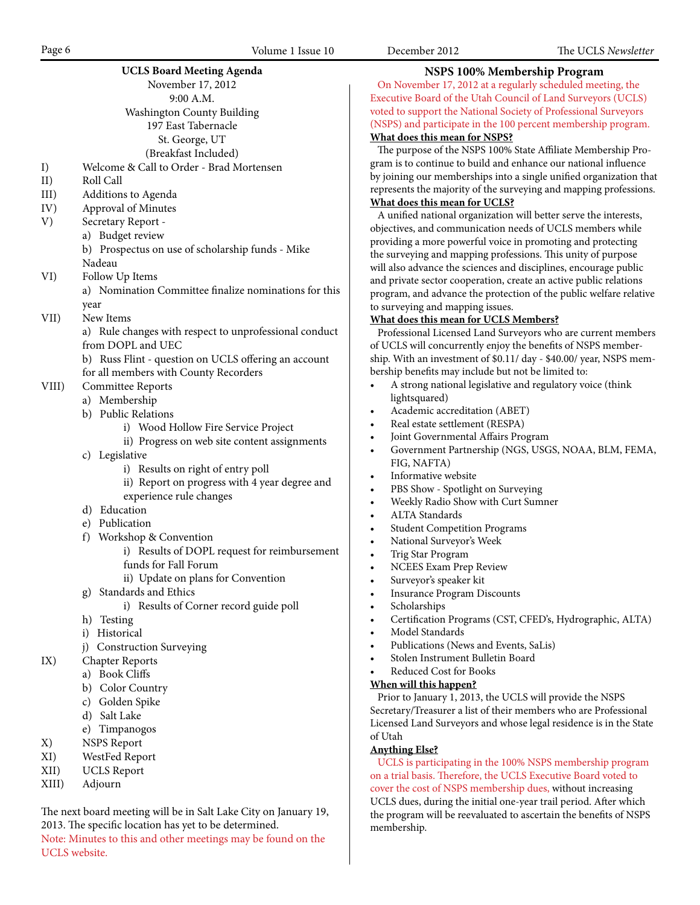## UCLS Board Meeting Agenda

November 17, 2012
9:00 A.M.
Washington County Building
197 East Tabernacle
St. George, UT
(Breakfast Included)

I) Welcome & Call to Order - Brad Mortensen

II) Roll Call

III) Additions to Agenda

IV) Approval of Minutes

V) Secretary Report -
   - a) Budget review
   - b) Prospectus on use of scholarship funds - Mike Nadeau

VI) Follow Up Items
   - a) Nomination Committee finalize nominations for this year

VII) New Items
   - a) Rule changes with respect to unprofessional conduct from DOPL and UEC
   - b) Russ Flint - question on UCLS offering an account for all members with County Recorders

VIII) Committee Reports
   - a) Membership
   - b) Public Relations
     - i) Wood Hollow Fire Service Project
     - ii) Progress on web site content assignments
   - c) Legislative
     - i) Results on right of entry poll
     - ii) Report on progress with 4 year degree and experience rule changes
   - d) Education
   - e) Publication
   - f) Workshop & Convention
     - i) Results of DOPL request for reimbursement funds for Fall Forum
     - ii) Update on plans for Convention
   - g) Standards and Ethics
     - i) Results of Corner record guide poll
   - h) Testing
   - i) Historical
   - j) Construction Surveying

IX) Chapter Reports
   - a) Book Cliffs
   - b) Color Country
   - c) Golden Spike
   - d) Salt Lake
   - e) Timpanogos

X) NSPS Report

XI) WestFed Report

XII) UCLS Report

XIII) Adjourn

The next board meeting will be in Salt Lake City on January 19, 2013. The specific location has yet to be determined.

Note: Minutes to this and other meetings may be found on the UCLS website.

## NSPS 100% Membership Program

On November 17, 2012 at a regularly scheduled meeting, the Executive Board of the Utah Council of Land Surveyors (UCLS) voted to support the National Society of Professional Surveyors (NSPS) and participate in the 100 percent membership program.

**What does this mean for NSPS?**

The purpose of the NSPS 100% State Affiliate Membership Program is to continue to build and enhance our national influence by joining our memberships into a single unified organization that represents the majority of the surveying and mapping professions.

**What does this mean for UCLS?**

A unified national organization will better serve the interests, objectives, and communication needs of UCLS members while providing a more powerful voice in promoting and protecting the surveying and mapping professions. This unity of purpose will also advance the sciences and disciplines, encourage public and private sector cooperation, create an active public relations program, and advance the protection of the public welfare relative to surveying and mapping issues.

**What does this mean for UCLS Members?**

Professional Licensed Land Surveyors who are current members of UCLS will concurrently enjoy the benefits of NSPS membership. With an investment of $0.11/ day - $40.00/ year, NSPS membership benefits may include but not be limited to:

- A strong national legislative and regulatory voice (think lightsquared)
- Academic accreditation (ABET)
- Real estate settlement (RESPA)
- Joint Governmental Affairs Program
- Government Partnership (NGS, USGS, NOAA, BLM, FEMA, FIG, NAFTA)
- Informative website
- PBS Show - Spotlight on Surveying
- Weekly Radio Show with Curt Sumner
- ALTA Standards
- Student Competition Programs
- National Surveyor's Week
- Trig Star Program
- NCEES Exam Prep Review
- Surveyor's speaker kit
- Insurance Program Discounts
- Scholarships
- Certification Programs (CST, CFED's, Hydrographic, ALTA)
- Model Standards
- Publications (News and Events, SaLis)
- Stolen Instrument Bulletin Board
- Reduced Cost for Books

**When will this happen?**

Prior to January 1, 2013, the UCLS will provide the NSPS Secretary/Treasurer a list of their members who are Professional Licensed Land Surveyors and whose legal residence is in the State of Utah

**Anything Else?**

UCLS is participating in the 100% NSPS membership program on a trial basis. Therefore, the UCLS Executive Board voted to cover the cost of NSPS membership dues, without increasing UCLS dues, during the initial one-year trail period. After which the program will be reevaluated to ascertain the benefits of NSPS membership.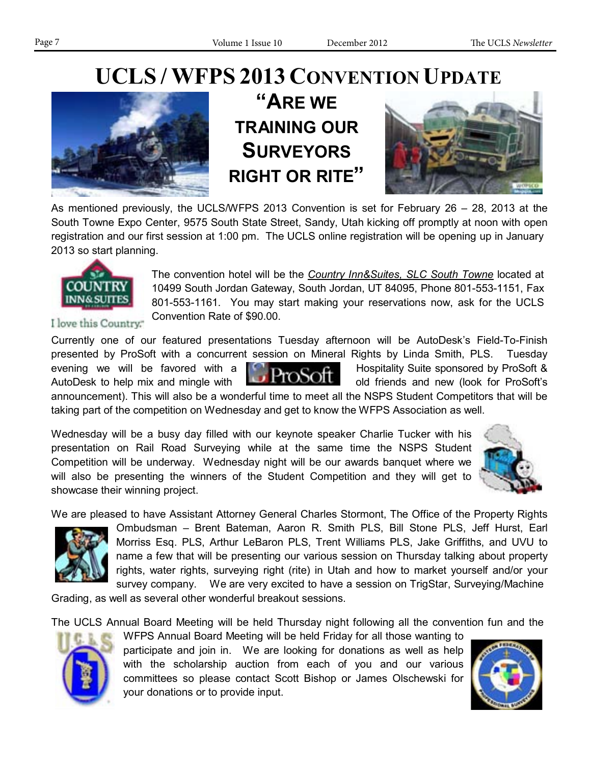# UCLS / WFPS 2013 CONVENTION UPDATE

## "ARE WE TRAINING OUR SURVEYORS RIGHT OR RITE"

As mentioned previously, the UCLS/WFPS 2013 Convention is set for February 26 – 28, 2013 at the South Towne Expo Center, 9575 South State Street, Sandy, Utah kicking off promptly at noon with open registration and our first session at 1:00 pm. The UCLS online registration will be opening up in January 2013 so start planning.

The convention hotel will be the *Country Inn&Suites, SLC South Towne* located at 10499 South Jordan Gateway, South Jordan, UT 84095, Phone 801-553-1151, Fax 801-553-1161. You may start making your reservations now, ask for the UCLS Convention Rate of $90.00.

Currently one of our featured presentations Tuesday afternoon will be AutoDesk's Field-To-Finish presented by ProSoft with a concurrent session on Mineral Rights by Linda Smith, PLS. Tuesday evening we will be favored with a Hospitality Suite sponsored by ProSoft & AutoDesk to help mix and mingle with old friends and new (look for ProSoft's announcement). This will also be a wonderful time to meet all the NSPS Student Competitors that will be taking part of the competition on Wednesday and get to know the WFPS Association as well.

Wednesday will be a busy day filled with our keynote speaker Charlie Tucker with his presentation on Rail Road Surveying while at the same time the NSPS Student Competition will be underway. Wednesday night will be our awards banquet where we will also be presenting the winners of the Student Competition and they will get to showcase their winning project.

We are pleased to have Assistant Attorney General Charles Stormont, The Office of the Property Rights Ombudsman – Brent Bateman, Aaron R. Smith PLS, Bill Stone PLS, Jeff Hurst, Earl Morriss Esq. PLS, Arthur LeBaron PLS, Trent Williams PLS, Jake Griffiths, and UVU to name a few that will be presenting our various session on Thursday talking about property rights, water rights, surveying right (rite) in Utah and how to market yourself and/or your survey company. We are very excited to have a session on TrigStar, Surveying/Machine Grading, as well as several other wonderful breakout sessions.

The UCLS Annual Board Meeting will be held Thursday night following all the convention fun and the WFPS Annual Board Meeting will be held Friday for all those wanting to participate and join in. We are looking for donations as well as help with the scholarship auction from each of you and our various committees so please contact Scott Bishop or James Olschewski for your donations or to provide input.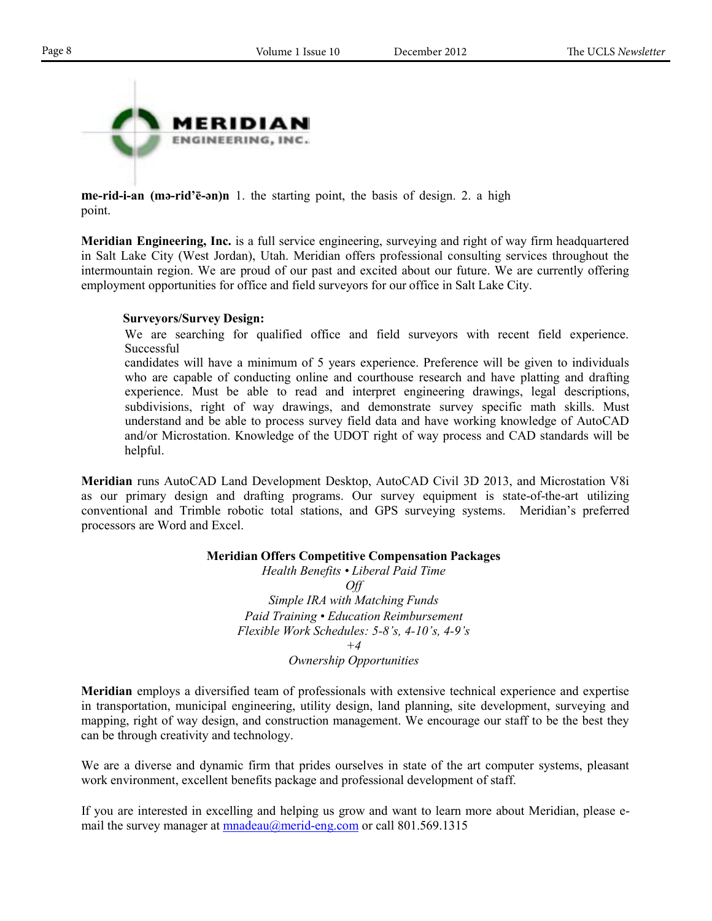**MERIDIAN**
ENGINEERING, INC.

**me-rid-i-an (mə-rid'ē-ən)n** 1. the starting point, the basis of design. 2. a high point.

**Meridian Engineering, Inc.** is a full service engineering, surveying and right of way firm headquartered in Salt Lake City (West Jordan), Utah. Meridian offers professional consulting services throughout the intermountain region. We are proud of our past and excited about our future. We are currently offering employment opportunities for office and field surveyors for our office in Salt Lake City.

**Surveyors/Survey Design:**

We are searching for qualified office and field surveyors with recent field experience. Successful candidates will have a minimum of 5 years experience. Preference will be given to individuals who are capable of conducting online and courthouse research and have platting and drafting experience. Must be able to read and interpret engineering drawings, legal descriptions, subdivisions, right of way drawings, and demonstrate survey specific math skills. Must understand and be able to process survey field data and have working knowledge of AutoCAD and/or Microstation. Knowledge of the UDOT right of way process and CAD standards will be helpful.

**Meridian** runs AutoCAD Land Development Desktop, AutoCAD Civil 3D 2013, and Microstation V8i as our primary design and drafting programs. Our survey equipment is state-of-the-art utilizing conventional and Trimble robotic total stations, and GPS surveying systems. Meridian's preferred processors are Word and Excel.

**Meridian Offers Competitive Compensation Packages**

*Health Benefits • Liberal Paid Time Off*
*Simple IRA with Matching Funds*
*Paid Training • Education Reimbursement*
*Flexible Work Schedules: 5-8's, 4-10's, 4-9's +4*
*Ownership Opportunities*

**Meridian** employs a diversified team of professionals with extensive technical experience and expertise in transportation, municipal engineering, utility design, land planning, site development, surveying and mapping, right of way design, and construction management. We encourage our staff to be the best they can be through creativity and technology.

We are a diverse and dynamic firm that prides ourselves in state of the art computer systems, pleasant work environment, excellent benefits package and professional development of staff.

If you are interested in excelling and helping us grow and want to learn more about Meridian, please e-mail the survey manager at mnadeau@merid-eng.com or call 801.569.1315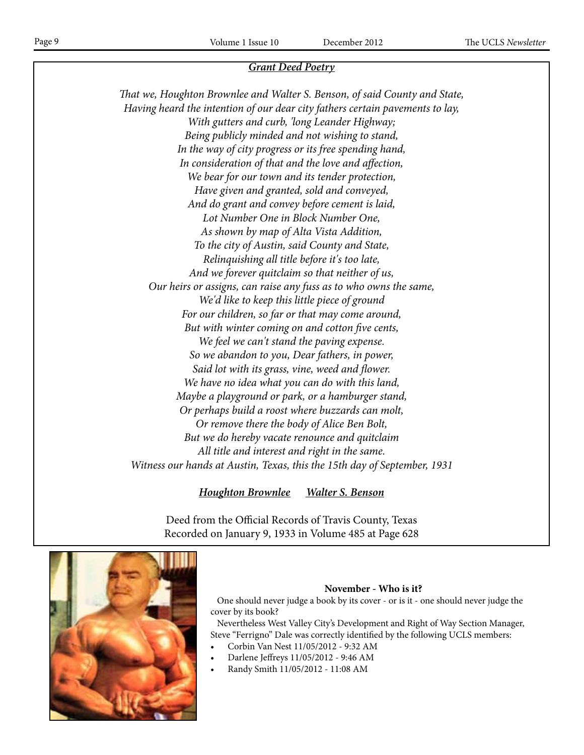## ***Grant Deed Poetry***

*That we, Houghton Brownlee and Walter S. Benson, of said County and State,*
*Having heard the intention of our dear city fathers certain pavements to lay,*
*With gutters and curb, 'long Leander Highway;*
*Being publicly minded and not wishing to stand,*
*In the way of city progress or its free spending hand,*
*In consideration of that and the love and affection,*
*We bear for our town and its tender protection,*
*Have given and granted, sold and conveyed,*
*And do grant and convey before cement is laid,*
*Lot Number One in Block Number One,*
*As shown by map of Alta Vista Addition,*
*To the city of Austin, said County and State,*
*Relinquishing all title before it's too late,*
*And we forever quitclaim so that neither of us,*
*Our heirs or assigns, can raise any fuss as to who owns the same,*
*We'd like to keep this little piece of ground*
*For our children, so far or that may come around,*
*But with winter coming on and cotton five cents,*
*We feel we can't stand the paving expense.*
*So we abandon to you, Dear fathers, in power,*
*Said lot with its grass, vine, weed and flower.*
*We have no idea what you can do with this land,*
*Maybe a playground or park, or a hamburger stand,*
*Or perhaps build a roost where buzzards can molt,*
*Or remove there the body of Alice Ben Bolt,*
*But we do hereby vacate renounce and quitclaim*
*All title and interest and right in the same.*
*Witness our hands at Austin, Texas, this the 15th day of September, 1931*

***Houghton Brownlee*** ***Walter S. Benson***

Deed from the Official Records of Travis County, Texas
Recorded on January 9, 1933 in Volume 485 at Page 628

**November - Who is it?**

One should never judge a book by its cover - or is it - one should never judge the cover by its book?

Nevertheless West Valley City's Development and Right of Way Section Manager, Steve "Ferrigno" Dale was correctly identified by the following UCLS members:

- Corbin Van Nest 11/05/2012 - 9:32 AM
- Darlene Jeffreys 11/05/2012 - 9:46 AM
- Randy Smith 11/05/2012 - 11:08 AM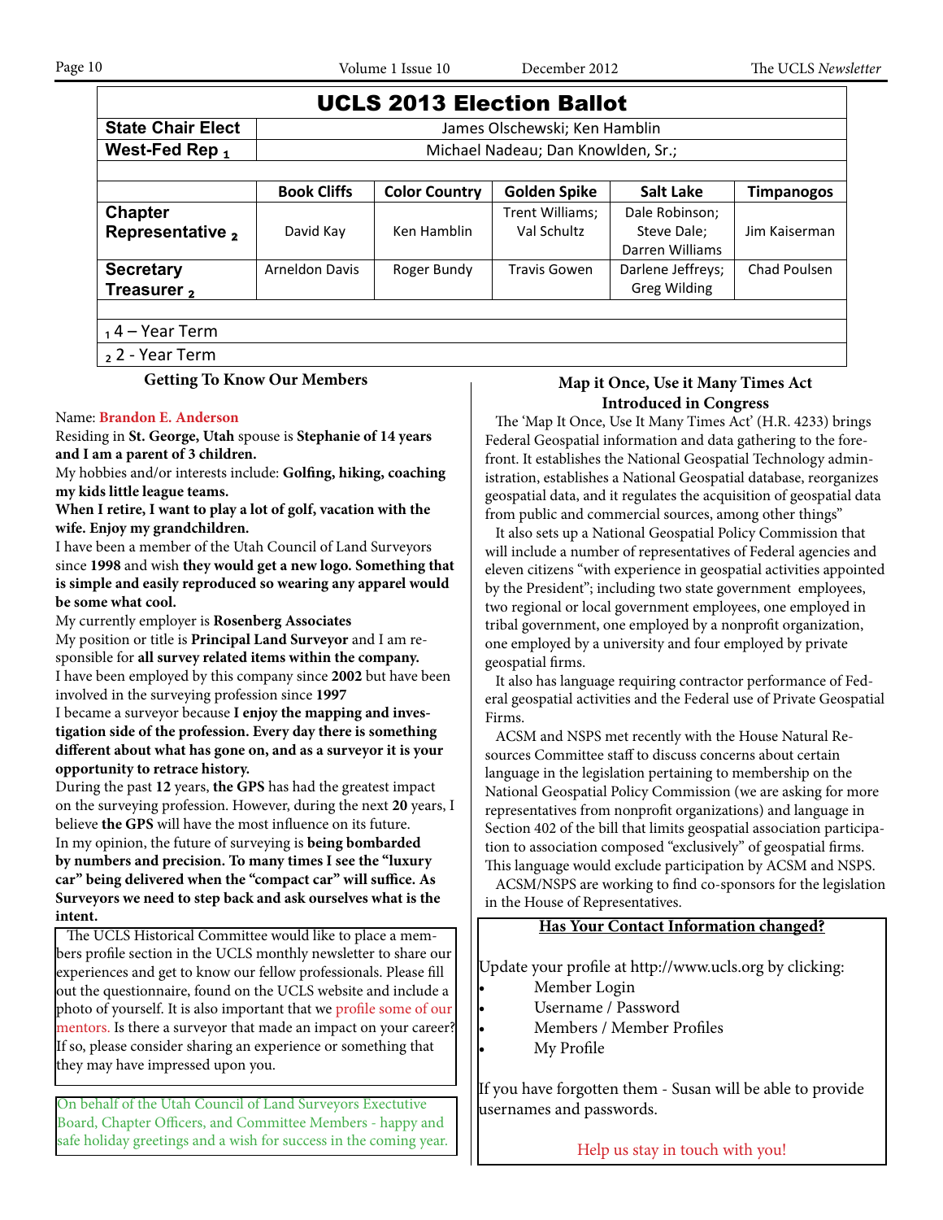# UCLS 2013 Election Ballot

| | | | | | |
|---|---|---|---|---|---|
| **State Chair Elect** | James Olschewski; Ken Hamblin | | | | |
| **West-Fed Rep [1]** | Michael Nadeau; Dan Knowlden, Sr.; | | | | |
| | **Book Cliffs** | **Color Country** | **Golden Spike** | **Salt Lake** | **Timpanogos** |
| **Chapter Representative [2]** | David Kay | Ken Hamblin | Trent Williams; Val Schultz | Dale Robinson; Steve Dale; Darren Williams | Jim Kaiserman |
| **Secretary Treasurer [2]** | Arneldon Davis | Roger Bundy | Travis Gowen | Darlene Jeffreys; Greg Wilding | Chad Poulsen |

[1] 4 – Year Term

[2] 2 - Year Term

### Getting To Know Our Members

Name: **Brandon E. Anderson**

Residing in **St. George, Utah** spouse is **Stephanie of 14 years and I am a parent of 3 children.**

My hobbies and/or interests include: **Golfing, hiking, coaching my kids little league teams.**

**When I retire, I want to play a lot of golf, vacation with the wife. Enjoy my grandchildren.**

I have been a member of the Utah Council of Land Surveyors since **1998** and wish **they would get a new logo. Something that is simple and easily reproduced so wearing any apparel would be some what cool.**

My currently employer is **Rosenberg Associates**

My position or title is **Principal Land Surveyor** and I am responsible for **all survey related items within the company.**

I have been employed by this company since **2002** but have been involved in the surveying profession since **1997**

I became a surveyor because **I enjoy the mapping and investigation side of the profession. Every day there is something different about what has gone on, and as a surveyor it is your opportunity to retrace history.**

During the past **12** years, **the GPS** has had the greatest impact on the surveying profession. However, during the next **20** years, I believe **the GPS** will have the most influence on its future.

In my opinion, the future of surveying is **being bombarded by numbers and precision. To many times I see the "luxury car" being delivered when the "compact car" will suffice. As Surveyors we need to step back and ask ourselves what is the intent.**

The UCLS Historical Committee would like to place a members profile section in the UCLS monthly newsletter to share our experiences and get to know our fellow professionals. Please fill out the questionnaire, found on the UCLS website and include a photo of yourself. It is also important that we profile some of our mentors. Is there a surveyor that made an impact on your career? If so, please consider sharing an experience or something that they may have impressed upon you.

On behalf of the Utah Council of Land Surveyors Exectutive Board, Chapter Officers, and Committee Members - happy and safe holiday greetings and a wish for success in the coming year.

### Map it Once, Use it Many Times Act Introduced in Congress

The 'Map It Once, Use It Many Times Act' (H.R. 4233) brings Federal Geospatial information and data gathering to the forefront. It establishes the National Geospatial Technology administration, establishes a National Geospatial database, reorganizes geospatial data, and it regulates the acquisition of geospatial data from public and commercial sources, among other things"

It also sets up a National Geospatial Policy Commission that will include a number of representatives of Federal agencies and eleven citizens "with experience in geospatial activities appointed by the President"; including two state government employees, two regional or local government employees, one employed in tribal government, one employed by a nonprofit organization, one employed by a university and four employed by private geospatial firms.

It also has language requiring contractor performance of Federal geospatial activities and the Federal use of Private Geospatial Firms.

ACSM and NSPS met recently with the House Natural Resources Committee staff to discuss concerns about certain language in the legislation pertaining to membership on the National Geospatial Policy Commission (we are asking for more representatives from nonprofit organizations) and language in Section 402 of the bill that limits geospatial association participation to association composed "exclusively" of geospatial firms. This language would exclude participation by ACSM and NSPS.

ACSM/NSPS are working to find co-sponsors for the legislation in the House of Representatives.

### Has Your Contact Information changed?

Update your profile at http://www.ucls.org by clicking:

- Member Login
- Username / Password
- Members / Member Profiles
- My Profile

If you have forgotten them - Susan will be able to provide usernames and passwords.

Help us stay in touch with you!